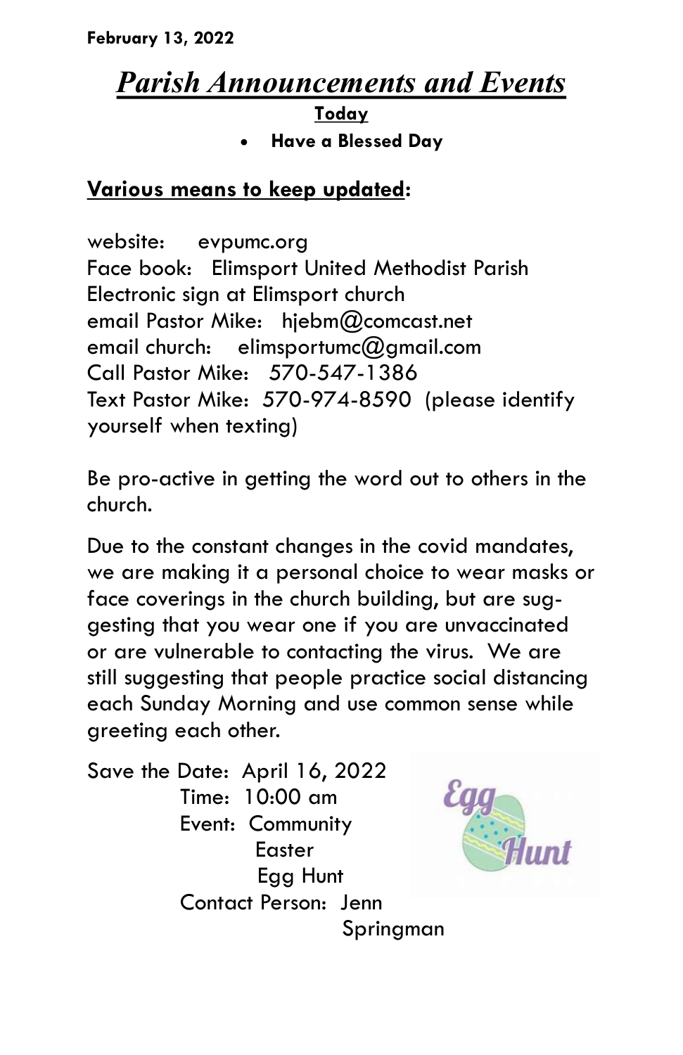**February 13, 2022**

# *Parish Announcements and Events*

**Today**

- **Have a Blessed Day**

**Various means to keep updated:**

website: evpumc.org
Face book: Elimsport United Methodist Parish
Electronic sign at Elimsport church
email Pastor Mike: hjebm@comcast.net
email church: elimsportumc@gmail.com
Call Pastor Mike: 570-547-1386
Text Pastor Mike: 570-974-8590 (please identify yourself when texting)

Be pro-active in getting the word out to others in the church.

Due to the constant changes in the covid mandates, we are making it a personal choice to wear masks or face coverings in the church building, but are suggesting that you wear one if you are unvaccinated or are vulnerable to contacting the virus. We are still suggesting that people practice social distancing each Sunday Morning and use common sense while greeting each other.

Save the Date: April 16, 2022
Time: 10:00 am
Event: Community Easter Egg Hunt
Contact Person: Jenn Springman

Egg Hunt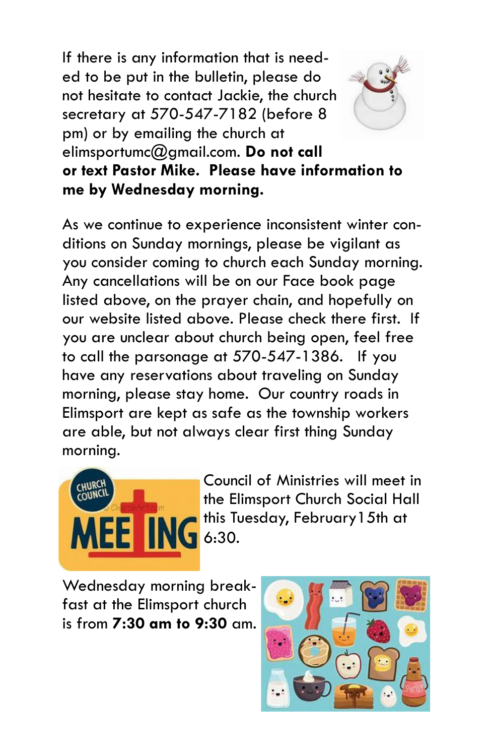If there is any information that is needed to be put in the bulletin, please do not hesitate to contact Jackie, the church secretary at 570-547-7182 (before 8 pm) or by emailing the church at elimsportumc@gmail.com. **Do not call or text Pastor Mike. Please have information to me by Wednesday morning.**

As we continue to experience inconsistent winter conditions on Sunday mornings, please be vigilant as you consider coming to church each Sunday morning. Any cancellations will be on our Face book page listed above, on the prayer chain, and hopefully on our website listed above. Please check there first. If you are unclear about church being open, feel free to call the parsonage at 570-547-1386. If you have any reservations about traveling on Sunday morning, please stay home. Our country roads in Elimsport are kept as safe as the township workers are able, but not always clear first thing Sunday morning.

Council of Ministries will meet in the Elimsport Church Social Hall this Tuesday, February15th at 6:30.

Wednesday morning breakfast at the Elimsport church is from **7:30 am to 9:30** am.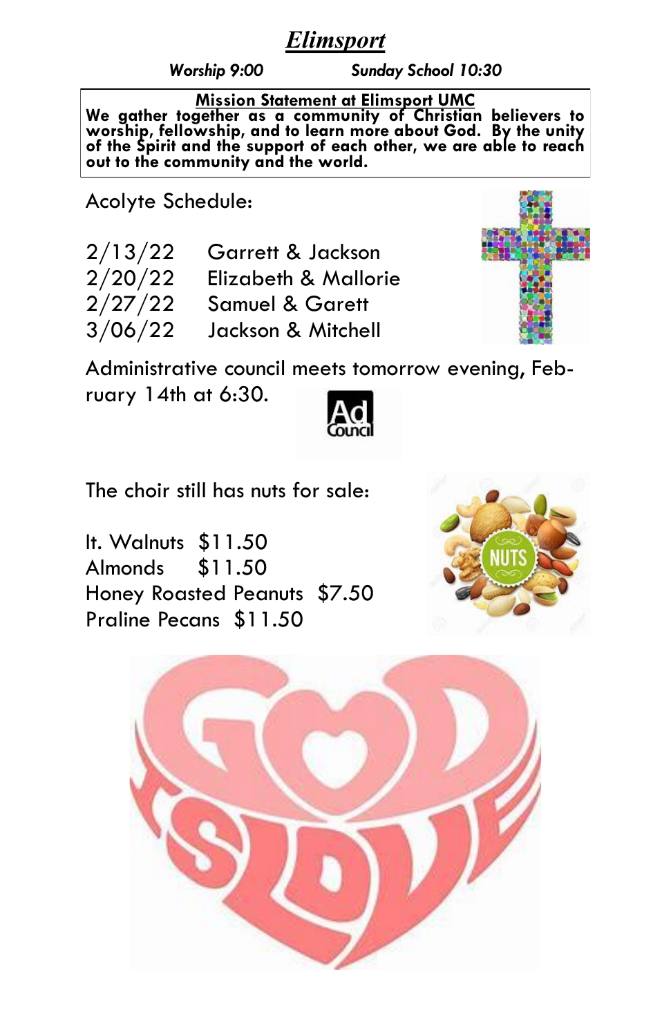# *Elimsport*

***Worship 9:00*** ***Sunday School 10:30***

**Mission Statement at Elimsport UMC**

**We gather together as a community of Christian believers to worship, fellowship, and to learn more about God. By the unity of the Spirit and the support of each other, we are able to reach out to the community and the world.**

Acolyte Schedule:

| | |
|---|---|
| 2/13/22 | Garrett & Jackson |
| 2/20/22 | Elizabeth & Mallorie |
| 2/27/22 | Samuel & Garett |
| 3/06/22 | Jackson & Mitchell |

Administrative council meets tomorrow evening, February 14th at 6:30.

The choir still has nuts for sale:

It. Walnuts $11.50
Almonds $11.50
Honey Roasted Peanuts $7.50
Praline Pecans $11.50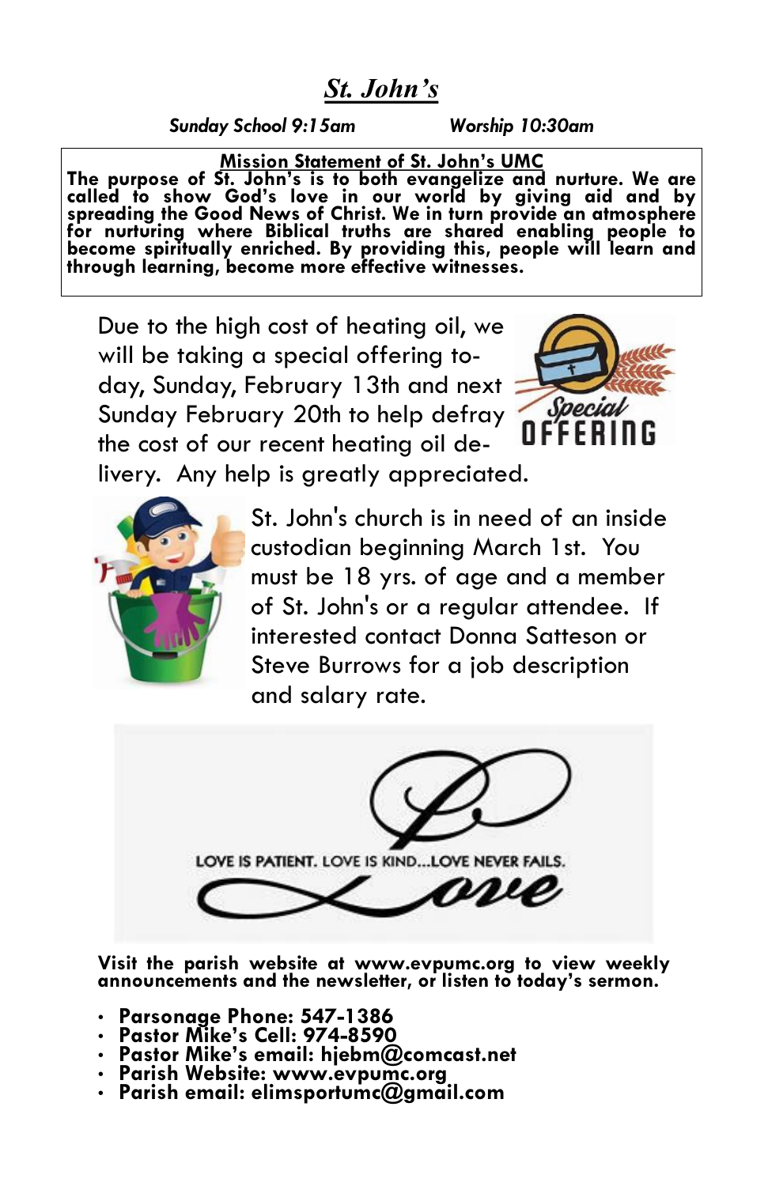# *St. John's*

*Sunday School 9:15am* *Worship 10:30am*

**Mission Statement of St. John's UMC**

**The purpose of St. John's is to both evangelize and nurture. We are called to show God's love in our world by giving aid and by spreading the Good News of Christ. We in turn provide an atmosphere for nurturing where Biblical truths are shared enabling people to become spiritually enriched. By providing this, people will learn and through learning, become more effective witnesses.**

Due to the high cost of heating oil, we will be taking a special offering today, Sunday, February 13th and next Sunday February 20th to help defray the cost of our recent heating oil delivery. Any help is greatly appreciated.

Special OFFERING

St. John's church is in need of an inside custodian beginning March 1st. You must be 18 yrs. of age and a member of St. John's or a regular attendee. If interested contact Donna Satteson or Steve Burrows for a job description and salary rate.

LOVE IS PATIENT. LOVE IS KIND...LOVE NEVER FAILS.

Love

**Visit the parish website at www.evpumc.org to view weekly announcements and the newsletter, or listen to today's sermon.**

- **Parsonage Phone: 547-1386**
- **Pastor Mike's Cell: 974-8590**
- **Pastor Mike's email: hjebm@comcast.net**
- **Parish Website: www.evpumc.org**
- **Parish email: elimsportumc@gmail.com**